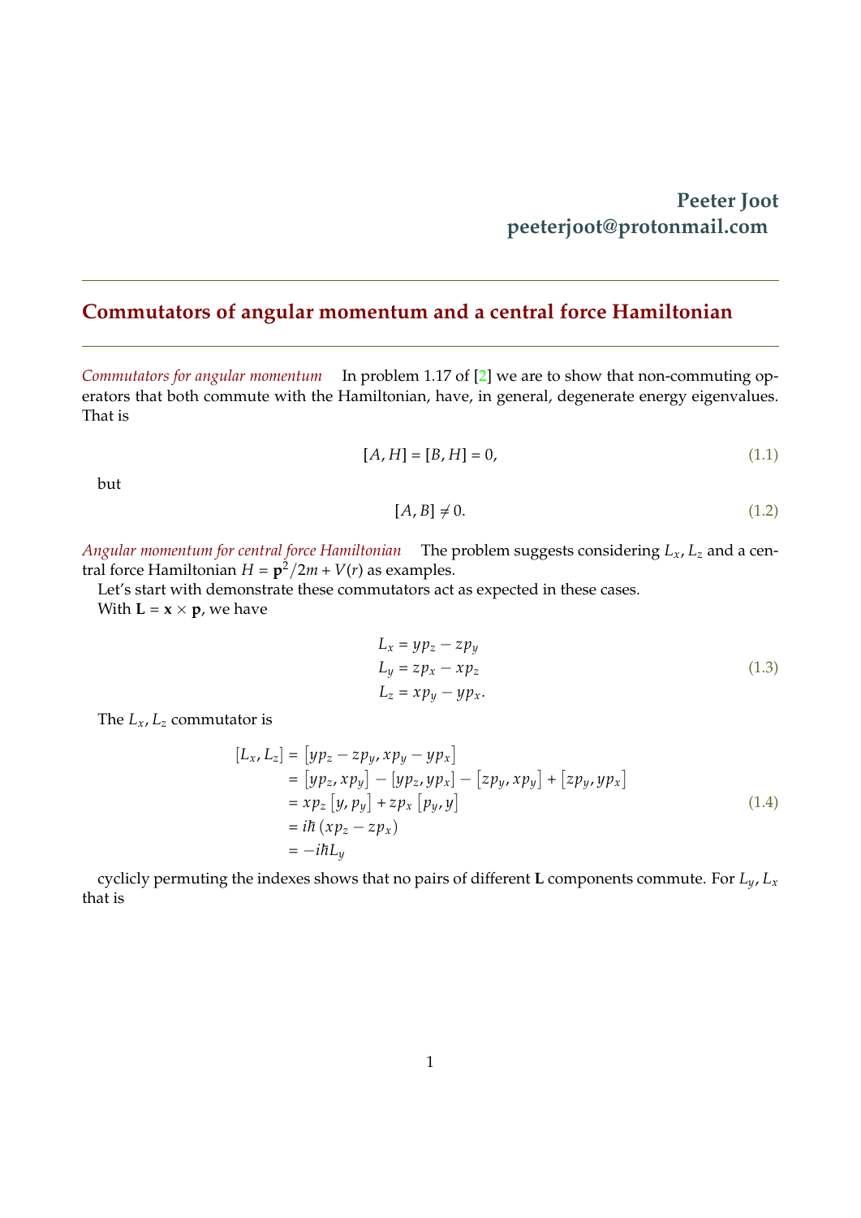**Peeter Joot**
**peeterjoot@protonmail.com**

## Commutators of angular momentum and a central force Hamiltonian

*Commutators for angular momentum* In problem 1.17 of [2] we are to show that non-commuting operators that both commute with the Hamiltonian, have, in general, degenerate energy eigenvalues. That is

$$[A, H] = [B, H] = 0, \tag{1.1}$$

but

$$[A, B] \neq 0. \tag{1.2}$$

*Angular momentum for central force Hamiltonian* The problem suggests considering $L_x, L_z$ and a central force Hamiltonian $H = \mathbf{p}^2/2m + V(r)$ as examples.

Let's start with demonstrate these commutators act as expected in these cases.

With $\mathbf{L} = \mathbf{x} \times \mathbf{p}$, we have

$$\begin{aligned}
L_x &= y p_z - z p_y \\
L_y &= z p_x - x p_z \\
L_z &= x p_y - y p_x.
\end{aligned} \tag{1.3}$$

The $L_x, L_z$ commutator is

$$\begin{aligned}
[L_x, L_z] &= \left[ y p_z - z p_y, x p_y - y p_x \right] \\
&= \left[ y p_z, x p_y \right] - \left[ y p_z, y p_x \right] - \left[ z p_y, x p_y \right] + \left[ z p_y, y p_x \right] \\
&= x p_z \left[ y, p_y \right] + z p_x \left[ p_y, y \right] \\
&= i\hbar \left( x p_z - z p_x \right) \\
&= -i\hbar L_y
\end{aligned} \tag{1.4}$$

cyclicly permuting the indexes shows that no pairs of different $\mathbf{L}$ components commute. For $L_y, L_x$ that is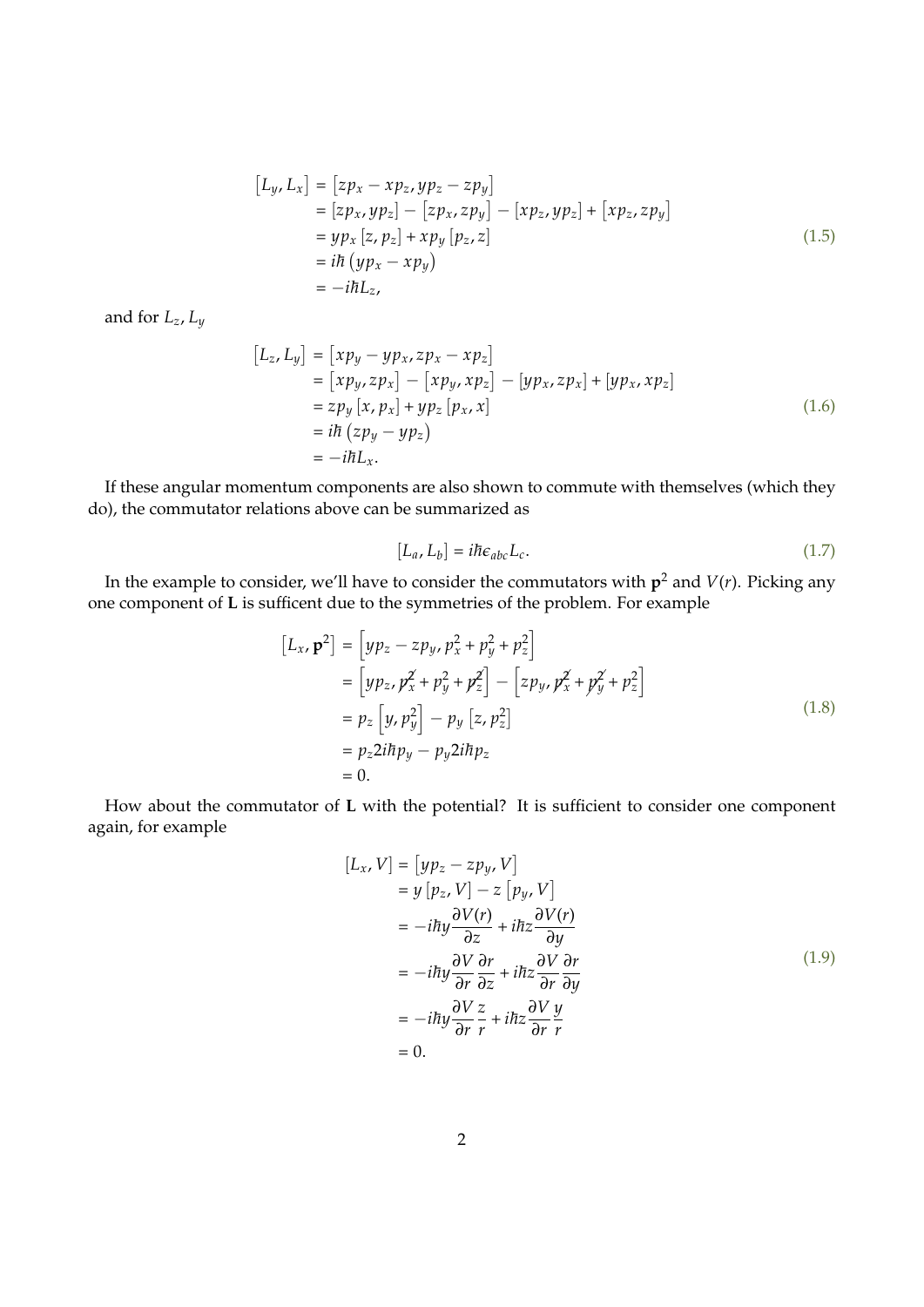$$
\begin{aligned}
\left[L_y, L_x\right] &= \left[zp_x - xp_z, yp_z - zp_y\right] \\
&= \left[zp_x, yp_z\right] - \left[zp_x, zp_y\right] - \left[xp_z, yp_z\right] + \left[xp_z, zp_y\right] \\
&= yp_x \left[z, p_z\right] + xp_y \left[p_z, z\right] \\
&= i\hbar \left(yp_x - xp_y\right) \\
&= -i\hbar L_z,
\end{aligned}
\tag{1.5}
$$

and for $L_z, L_y$

$$
\begin{aligned}
\left[L_z, L_y\right] &= \left[xp_y - yp_x, zp_x - xp_z\right] \\
&= \left[xp_y, zp_x\right] - \left[xp_y, xp_z\right] - \left[yp_x, zp_x\right] + \left[yp_x, xp_z\right] \\
&= zp_y \left[x, p_x\right] + yp_z \left[p_x, x\right] \\
&= i\hbar \left(zp_y - yp_z\right) \\
&= -i\hbar L_x.
\end{aligned}
\tag{1.6}
$$

If these angular momentum components are also shown to commute with themselves (which they do), the commutator relations above can be summarized as

$$
\left[L_a, L_b\right] = i\hbar \epsilon_{abc} L_c. \tag{1.7}
$$

In the example to consider, we'll have to consider the commutators with $\mathbf{p}^2$ and $V(r)$. Picking any one component of $\mathbf{L}$ is sufficent due to the symmetries of the problem. For example

$$
\begin{aligned}
\left[L_x, \mathbf{p}^2\right] &= \left[yp_z - zp_y, p_x^2 + p_y^2 + p_z^2\right] \\
&= \left[yp_z, \cancel{p_x^2} + p_y^2 + \cancel{p_z^2}\right] - \left[zp_y, \cancel{p_x^2} + \cancel{p_y^2} + p_z^2\right] \\
&= p_z \left[y, p_y^2\right] - p_y \left[z, p_z^2\right] \\
&= p_z 2i\hbar p_y - p_y 2i\hbar p_z \\
&= 0.
\end{aligned}
\tag{1.8}
$$

How about the commutator of $\mathbf{L}$ with the potential? It is sufficient to consider one component again, for example

$$
\begin{aligned}
\left[L_x, V\right] &= \left[yp_z - zp_y, V\right] \\
&= y\left[p_z, V\right] - z\left[p_y, V\right] \\
&= -i\hbar y \frac{\partial V(r)}{\partial z} + i\hbar z \frac{\partial V(r)}{\partial y} \\
&= -i\hbar y \frac{\partial V}{\partial r}\frac{\partial r}{\partial z} + i\hbar z \frac{\partial V}{\partial r}\frac{\partial r}{\partial y} \\
&= -i\hbar y \frac{\partial V}{\partial r}\frac{z}{r} + i\hbar z \frac{\partial V}{\partial r}\frac{y}{r} \\
&= 0.
\end{aligned}
\tag{1.9}
$$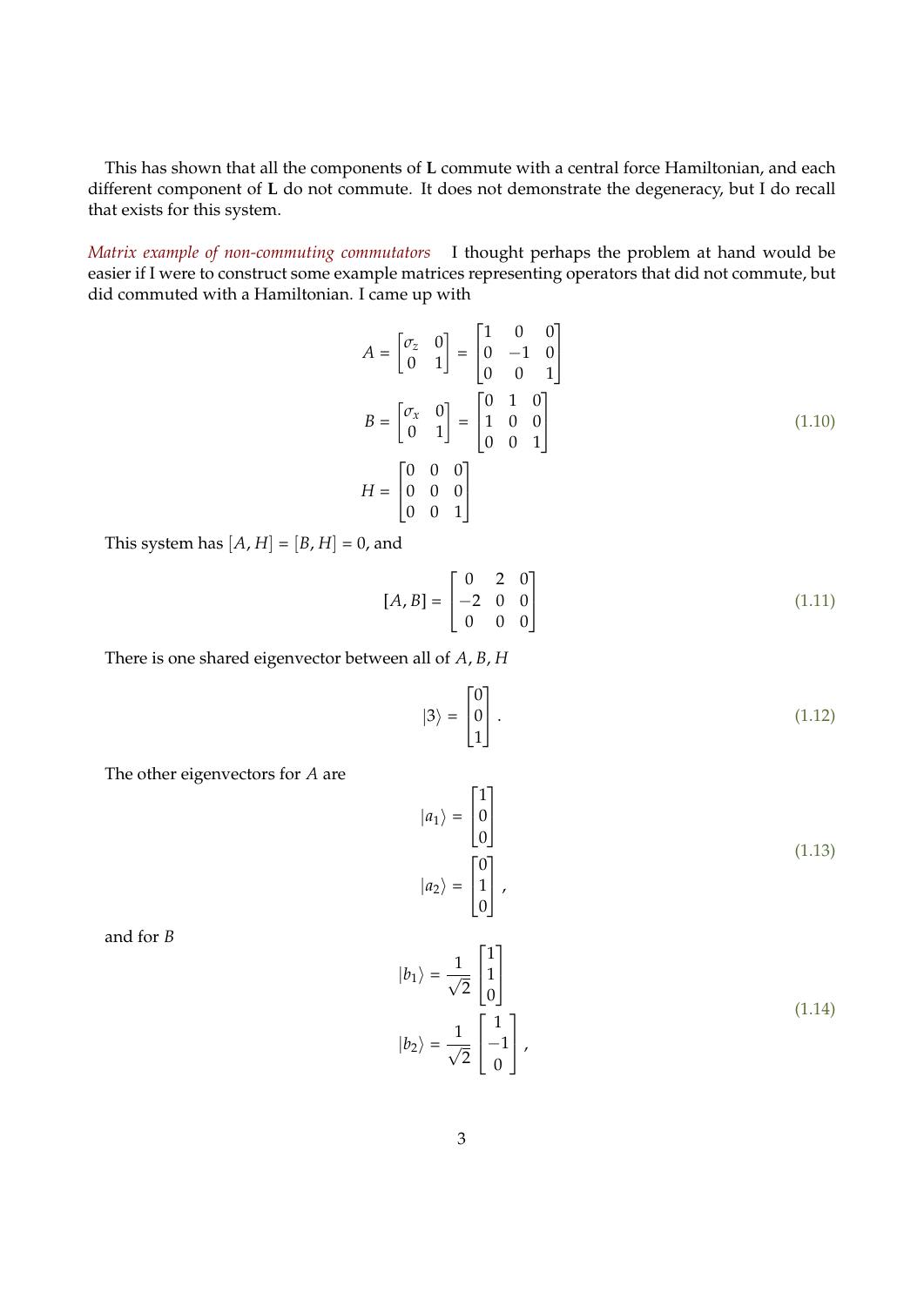This has shown that all the components of **L** commute with a central force Hamiltonian, and each different component of **L** do not commute. It does not demonstrate the degeneracy, but I do recall that exists for this system.

*Matrix example of non-commuting commutators* I thought perhaps the problem at hand would be easier if I were to construct some example matrices representing operators that did not commute, but did commuted with a Hamiltonian. I came up with

$$
\begin{aligned}
A &= \begin{bmatrix} \sigma_z & 0 \\ 0 & 1 \end{bmatrix} = \begin{bmatrix} 1 & 0 & 0 \\ 0 & -1 & 0 \\ 0 & 0 & 1 \end{bmatrix} \\
B &= \begin{bmatrix} \sigma_x & 0 \\ 0 & 1 \end{bmatrix} = \begin{bmatrix} 0 & 1 & 0 \\ 1 & 0 & 0 \\ 0 & 0 & 1 \end{bmatrix} \\
H &= \begin{bmatrix} 0 & 0 & 0 \\ 0 & 0 & 0 \\ 0 & 0 & 1 \end{bmatrix}
\end{aligned} \tag{1.10}
$$

This system has $[A, H] = [B, H] = 0$, and

$$
[A, B] = \begin{bmatrix} 0 & 2 & 0 \\ -2 & 0 & 0 \\ 0 & 0 & 0 \end{bmatrix} \tag{1.11}
$$

There is one shared eigenvector between all of $A, B, H$

$$
|3\rangle = \begin{bmatrix} 0 \\ 0 \\ 1 \end{bmatrix}. \tag{1.12}
$$

The other eigenvectors for $A$ are

$$
\begin{aligned}
|a_1\rangle &= \begin{bmatrix} 1 \\ 0 \\ 0 \end{bmatrix} \\
|a_2\rangle &= \begin{bmatrix} 0 \\ 1 \\ 0 \end{bmatrix},
\end{aligned} \tag{1.13}
$$

and for $B$

$$
\begin{aligned}
|b_1\rangle &= \frac{1}{\sqrt{2}} \begin{bmatrix} 1 \\ 1 \\ 0 \end{bmatrix} \\
|b_2\rangle &= \frac{1}{\sqrt{2}} \begin{bmatrix} 1 \\ -1 \\ 0 \end{bmatrix},
\end{aligned} \tag{1.14}
$$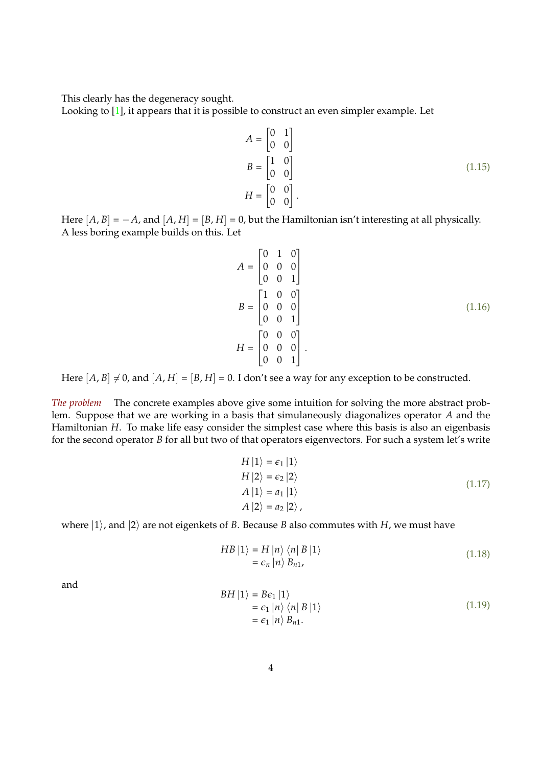This clearly has the degeneracy sought.

Looking to [1], it appears that it is possible to construct an even simpler example. Let

$$
\begin{aligned}
A &= \begin{bmatrix} 0 & 1 \\ 0 & 0 \end{bmatrix} \\
B &= \begin{bmatrix} 1 & 0 \\ 0 & 0 \end{bmatrix} \\
H &= \begin{bmatrix} 0 & 0 \\ 0 & 0 \end{bmatrix}.
\end{aligned}
\tag{1.15}
$$

Here $[A, B] = -A$, and $[A, H] = [B, H] = 0$, but the Hamiltonian isn't interesting at all physically.

A less boring example builds on this. Let

$$
\begin{aligned}
A &= \begin{bmatrix} 0 & 1 & 0 \\ 0 & 0 & 0 \\ 0 & 0 & 1 \end{bmatrix} \\
B &= \begin{bmatrix} 1 & 0 & 0 \\ 0 & 0 & 0 \\ 0 & 0 & 1 \end{bmatrix} \\
H &= \begin{bmatrix} 0 & 0 & 0 \\ 0 & 0 & 0 \\ 0 & 0 & 1 \end{bmatrix}.
\end{aligned}
\tag{1.16}
$$

Here $[A, B] \neq 0$, and $[A, H] = [B, H] = 0$. I don't see a way for any exception to be constructed.

*The problem* The concrete examples above give some intuition for solving the more abstract problem. Suppose that we are working in a basis that simulaneously diagonalizes operator $A$ and the Hamiltonian $H$. To make life easy consider the simplest case where this basis is also an eigenbasis for the second operator $B$ for all but two of that operators eigenvectors. For such a system let's write

$$
\begin{aligned}
H |1\rangle &= \epsilon_1 |1\rangle \\
H |2\rangle &= \epsilon_2 |2\rangle \\
A |1\rangle &= a_1 |1\rangle \\
A |2\rangle &= a_2 |2\rangle,
\end{aligned}
\tag{1.17}
$$

where $|1\rangle$, and $|2\rangle$ are not eigenkets of $B$. Because $B$ also commutes with $H$, we must have

$$
\begin{aligned}
HB |1\rangle &= H |n\rangle \langle n| B |1\rangle \\
&= \epsilon_n |n\rangle B_{n1},
\end{aligned}
\tag{1.18}
$$

and

$$
\begin{aligned}
BH |1\rangle &= B\epsilon_1 |1\rangle \\
&= \epsilon_1 |n\rangle \langle n| B |1\rangle \\
&= \epsilon_1 |n\rangle B_{n1}.
\end{aligned}
\tag{1.19}
$$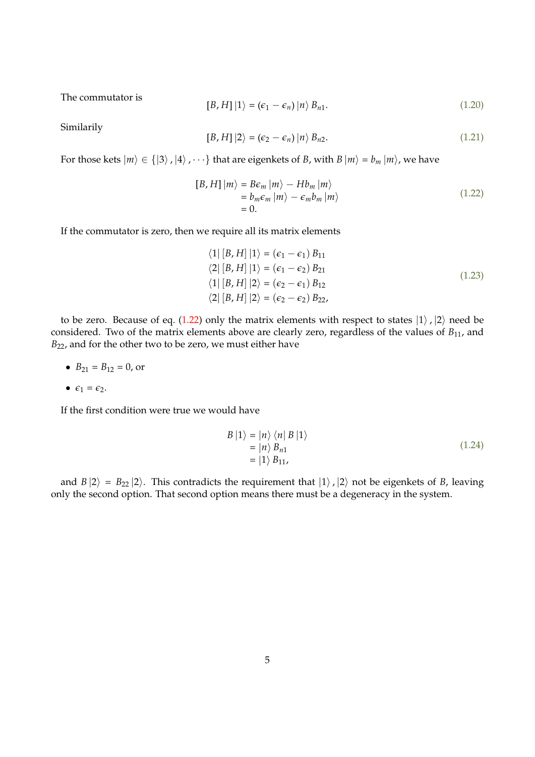The commutator is

$$[B, H] \left|1\right\rangle = \left(\epsilon_1 - \epsilon_n\right) \left|n\right\rangle B_{n1}. \tag{1.20}$$

Similarily

$$[B, H] \left|2\right\rangle = \left(\epsilon_2 - \epsilon_n\right) \left|n\right\rangle B_{n2}. \tag{1.21}$$

For those kets $\left|m\right\rangle \in \{\left|3\right\rangle, \left|4\right\rangle, \cdots\}$ that are eigenkets of $B$, with $B\left|m\right\rangle = b_m \left|m\right\rangle$, we have

$$\begin{aligned}
[B, H] \left|m\right\rangle &= B\epsilon_m \left|m\right\rangle - Hb_m \left|m\right\rangle \\
&= b_m\epsilon_m \left|m\right\rangle - \epsilon_m b_m \left|m\right\rangle \\
&= 0.
\end{aligned} \tag{1.22}$$

If the commutator is zero, then we require all its matrix elements

$$\begin{aligned}
\left\langle 1\right| [B, H] \left|1\right\rangle &= \left(\epsilon_1 - \epsilon_1\right) B_{11} \\
\left\langle 2\right| [B, H] \left|1\right\rangle &= \left(\epsilon_1 - \epsilon_2\right) B_{21} \\
\left\langle 1\right| [B, H] \left|2\right\rangle &= \left(\epsilon_2 - \epsilon_1\right) B_{12} \\
\left\langle 2\right| [B, H] \left|2\right\rangle &= \left(\epsilon_2 - \epsilon_2\right) B_{22},
\end{aligned} \tag{1.23}$$

to be zero. Because of eq. (1.22) only the matrix elements with respect to states $\left|1\right\rangle, \left|2\right\rangle$ need be considered. Two of the matrix elements above are clearly zero, regardless of the values of $B_{11}$, and $B_{22}$, and for the other two to be zero, we must either have

- $B_{21} = B_{12} = 0$, or
- $\epsilon_1 = \epsilon_2$.

If the first condition were true we would have

$$\begin{aligned}
B\left|1\right\rangle &= \left|n\right\rangle \left\langle n\right| B \left|1\right\rangle \\
&= \left|n\right\rangle B_{n1} \\
&= \left|1\right\rangle B_{11},
\end{aligned} \tag{1.24}$$

and $B\left|2\right\rangle = B_{22}\left|2\right\rangle$. This contradicts the requirement that $\left|1\right\rangle, \left|2\right\rangle$ not be eigenkets of $B$, leaving only the second option. That second option means there must be a degeneracy in the system.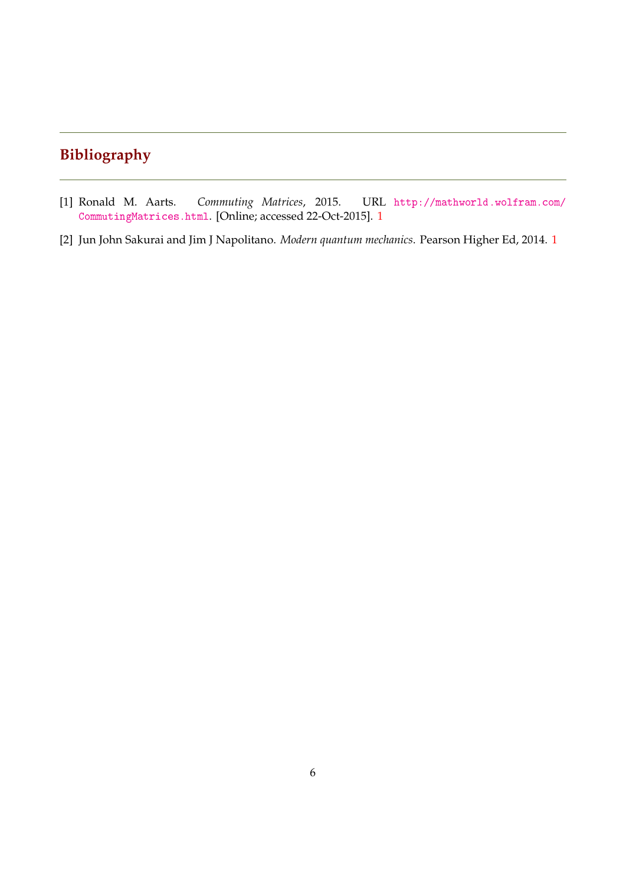# Bibliography

[1] Ronald M. Aarts. *Commuting Matrices*, 2015. URL http://mathworld.wolfram.com/CommutingMatrices.html. [Online; accessed 22-Oct-2015]. 1

[2] Jun John Sakurai and Jim J Napolitano. *Modern quantum mechanics*. Pearson Higher Ed, 2014. 1